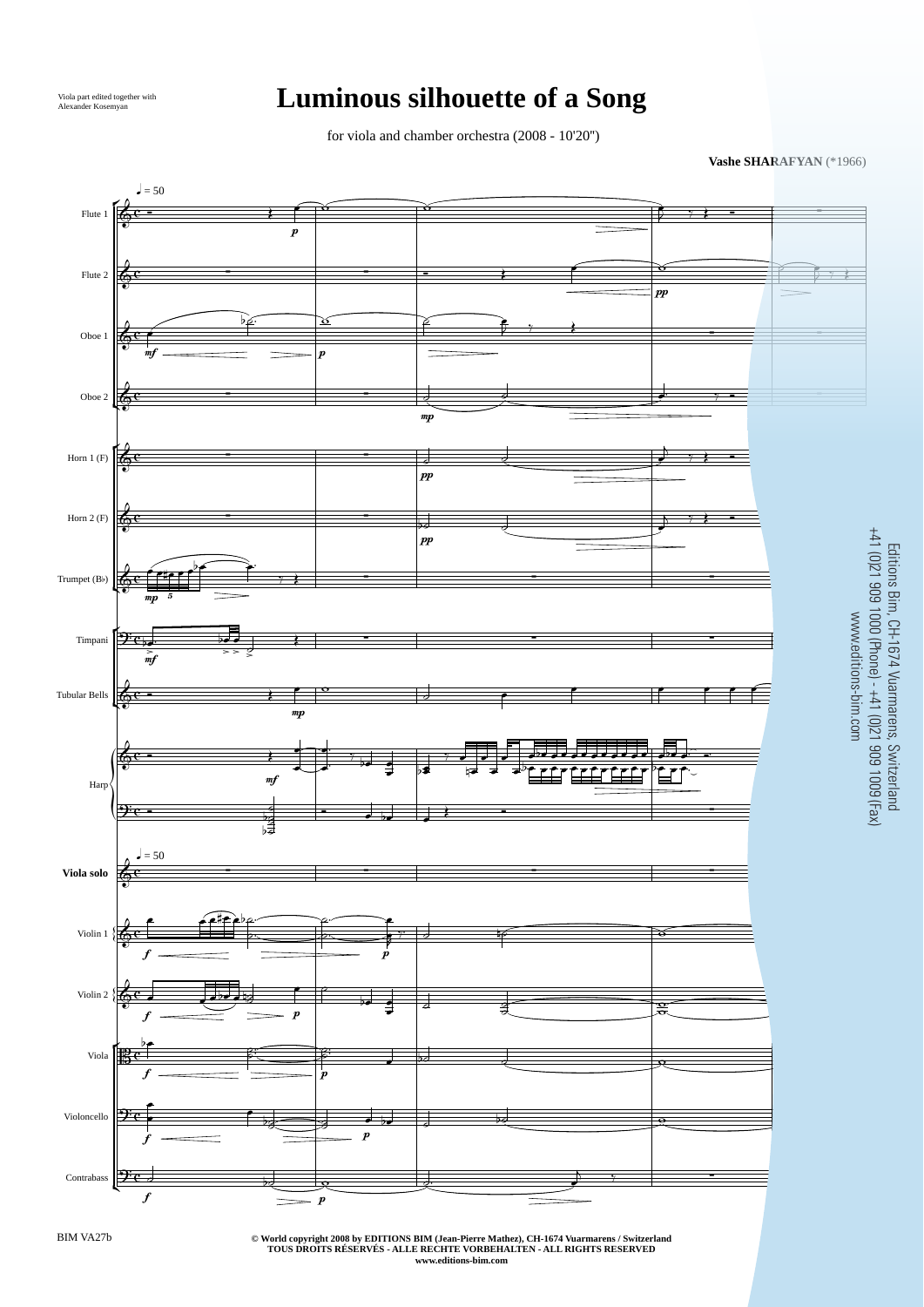Viola part edited together with Alexander Kosemyan

# Luminous silhouette of a Song

for viola and chamber orchestra (2008 - 10'20")

**Vashe SHARAFYAN** (*1966)

Editions Bim, CH-1674 Vuarmarens, Switzerland
+41 (0)21 909 1000 (Phone) - +41 (0)21 909 1009 (Fax)
www.editions-bim.com

BIM VA27b

**© World copyright 2008 by EDITIONS BIM (Jean-Pierre Mathez), CH-1674 Vuarmarens / Switzerland**
**TOUS DROITS RÉSERVÉS - ALLE RECHTE VORBEHALTEN - ALL RIGHTS RESERVED**
**www.editions-bim.com**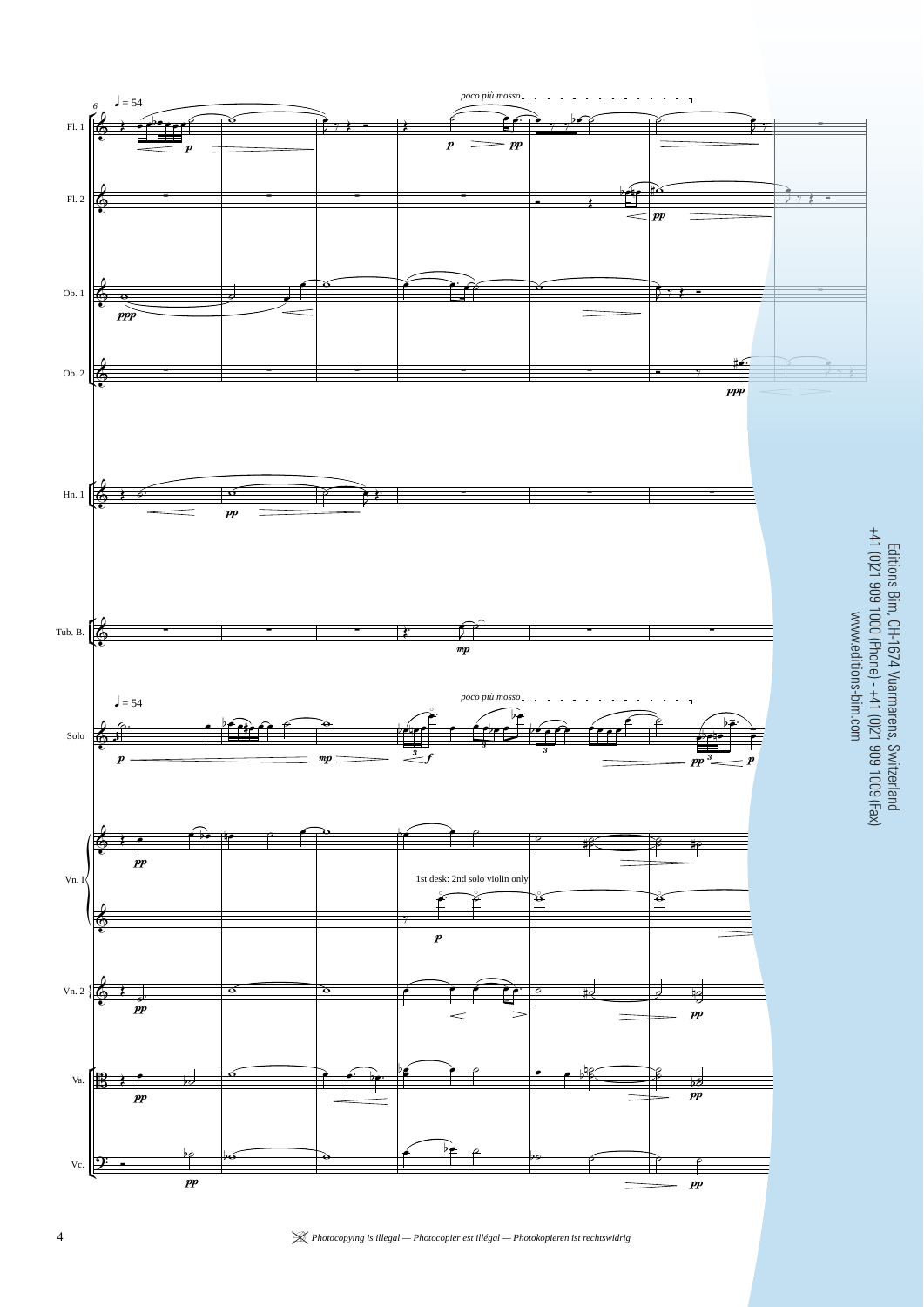♩ = 54

*poco più mosso*

Fl. 1

Fl. 2

Ob. 1

Ob. 2

Hn. 1

Tub. B.

Solo

Vn. 1

1st desk: 2nd solo violin only

Vn. 2

Va.

Vc.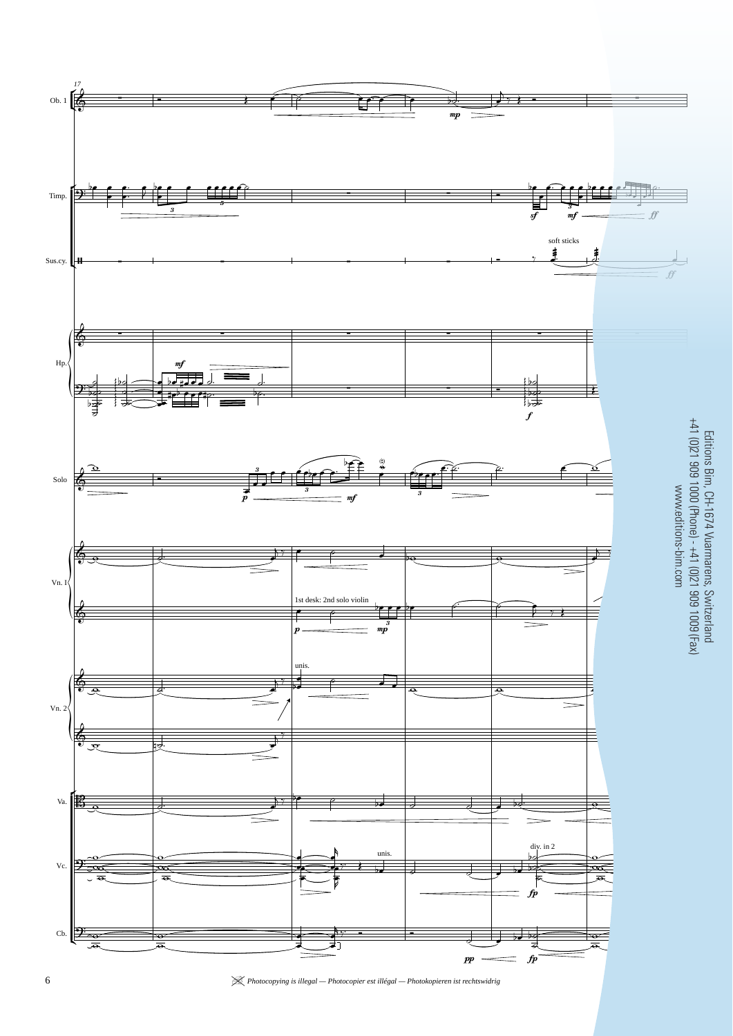Editions Bim, CH-1674 Vuarmarens, Switzerland
+41 (0)21 909 1000 (Phone) - +41 (0)21 909 1009 (Fax)
www.editions-bim.com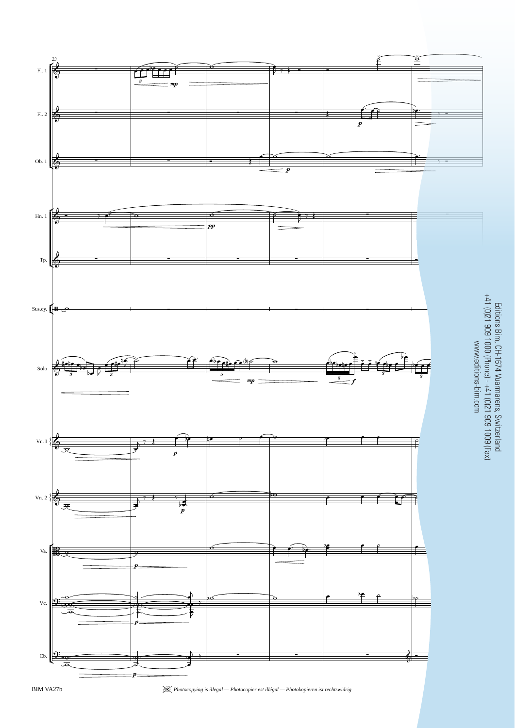Editions Bim, CH-1674 Vuarmarens, Switzerland
+41 (0)21 909 1000 (Phone) - +41 (0)21 909 1009 (Fax)
www.editions-bim.com

BIM VA27b

*Photocopying is illegal — Photocopier est illégal — Photokopieren ist rechtswidrig*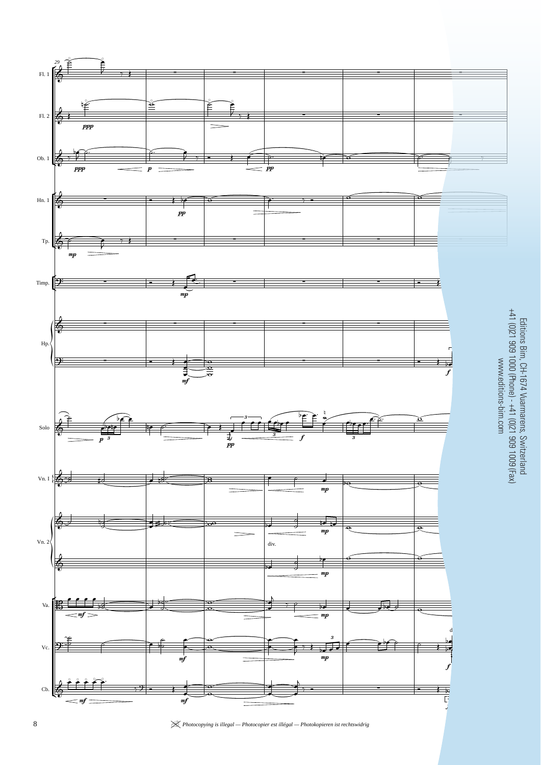Editions Bim, CH-1674 Vuarmarens, Switzerland
+41 (0)21 909 1000 (Phone) - +41 (0)21 909 1009 (Fax)
www.editions-bim.com

*Photocopying is illegal — Photocopier est illégal — Photokopieren ist rechtswidrig*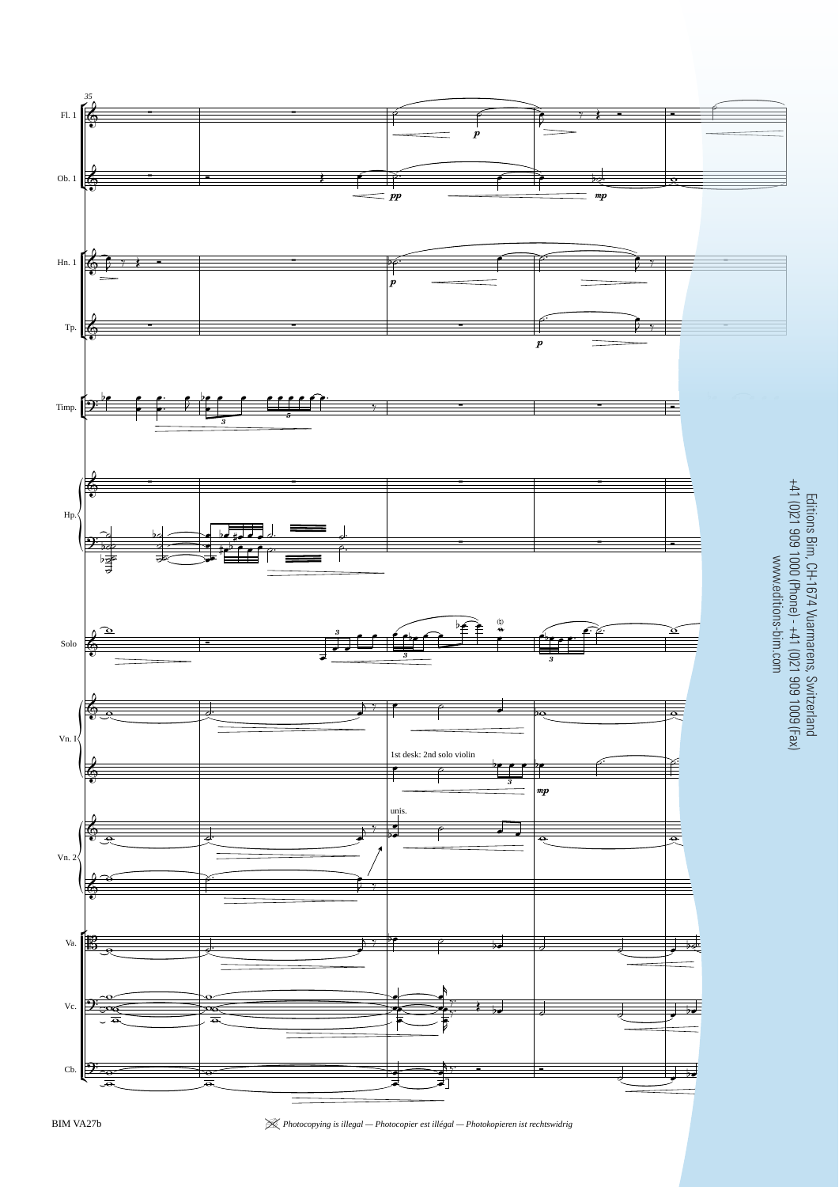Editions Bim, CH-1674 Vuarmarens, Switzerland
+41 (0)21 909 1000 (Phone) - +41 (0)21 909 1009 (Fax)
www.editions-bim.com

*Photocopying is illegal — Photocopier est illégal — Photokopieren ist rechtswidrig*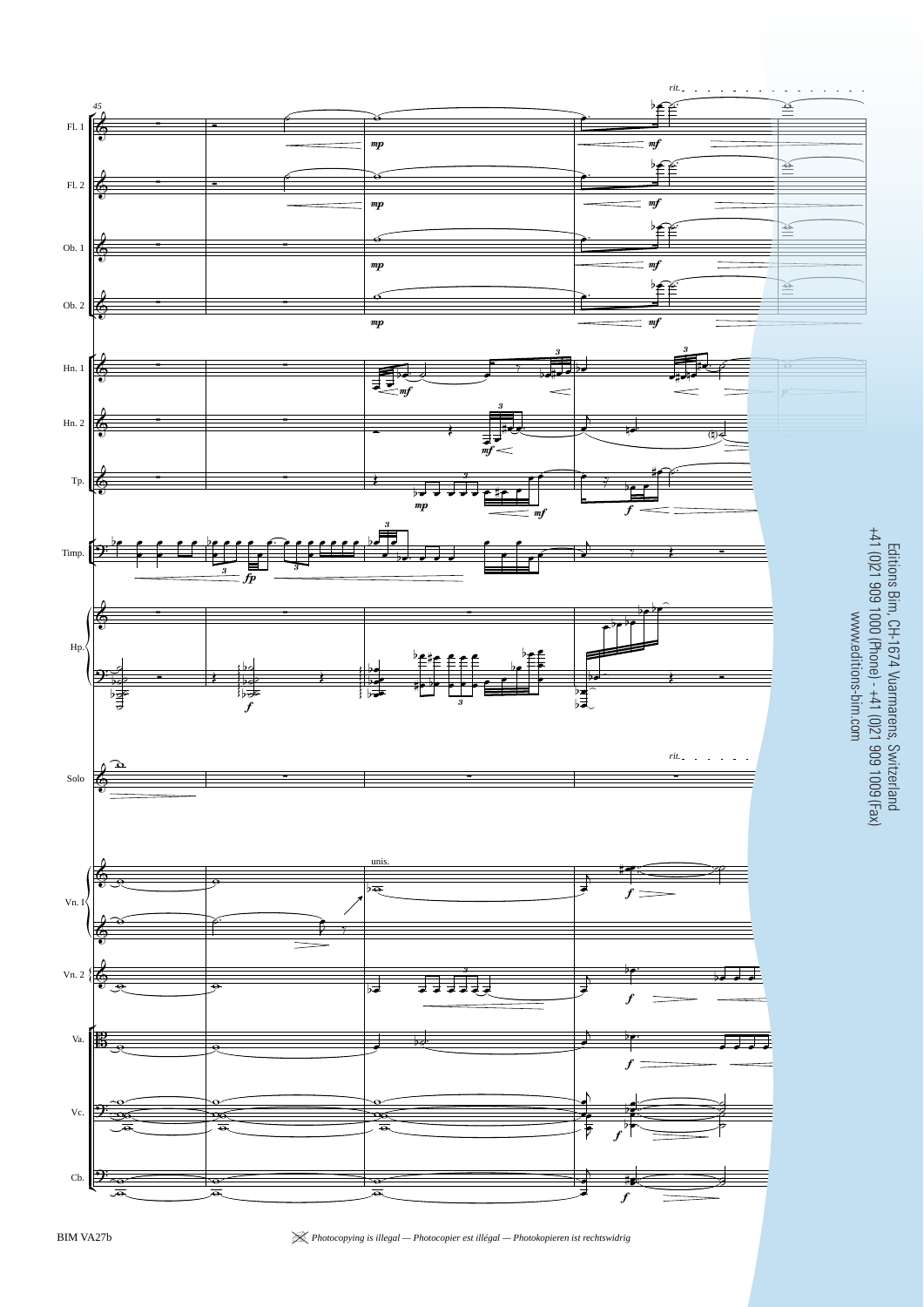Editions Bim, CH-1674 Vuarmarens, Switzerland
+41 (0)21 909 1000 (Phone) - +41 (0)21 909 1009 (Fax)
www.editions-bim.com

BIM VA27b

*Photocopying is illegal — Photocopier est illégal — Photokopieren ist rechtswidrig*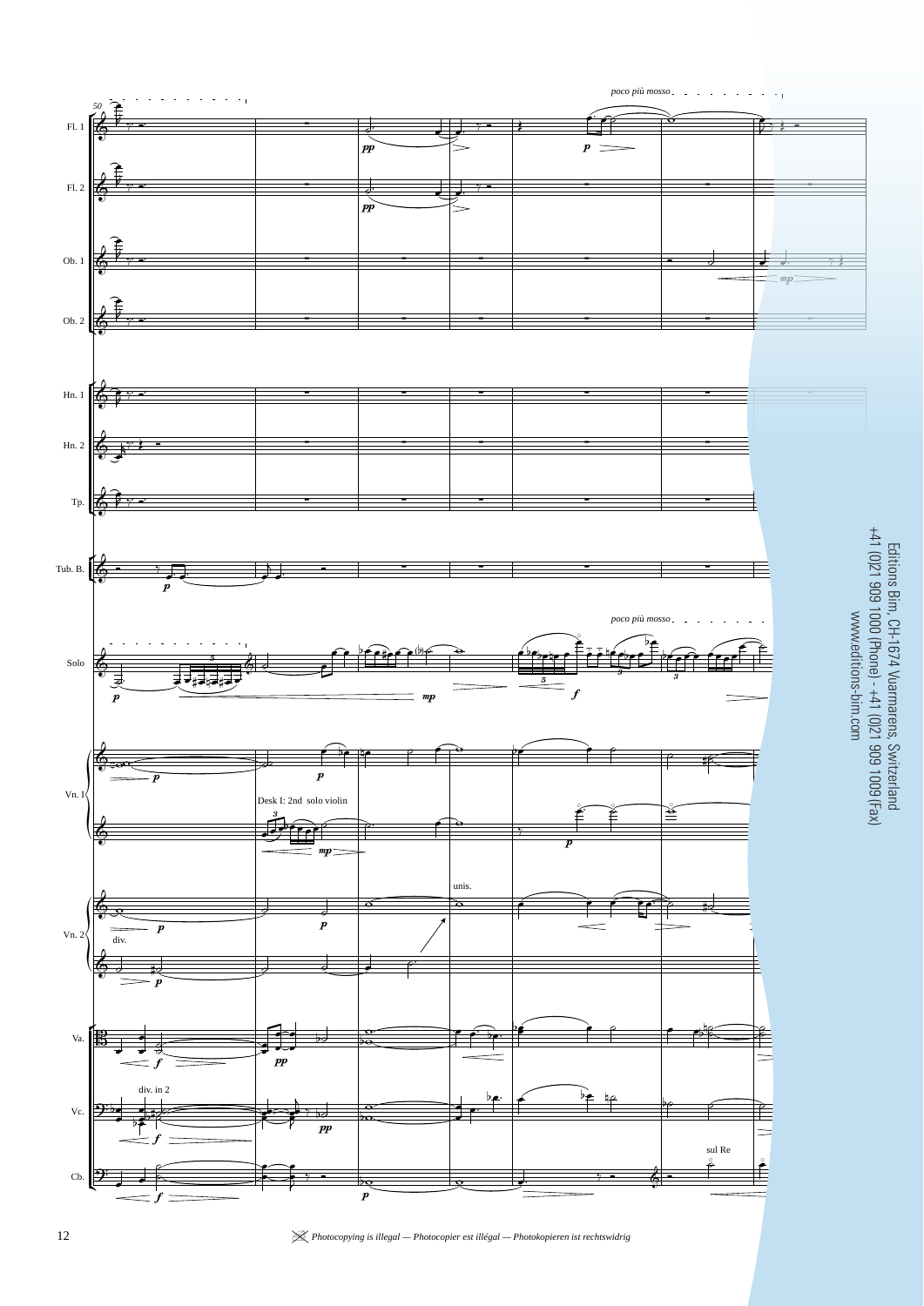Editions Bim, CH-1674 Vuarmarens, Switzerland
+41 (0)21 909 1000 (Phone) - +41 (0)21 909 1009 (Fax)
www.editions-bim.com

Photocopying is illegal — Photocopier est illégal — Photokopieren ist rechtswidrig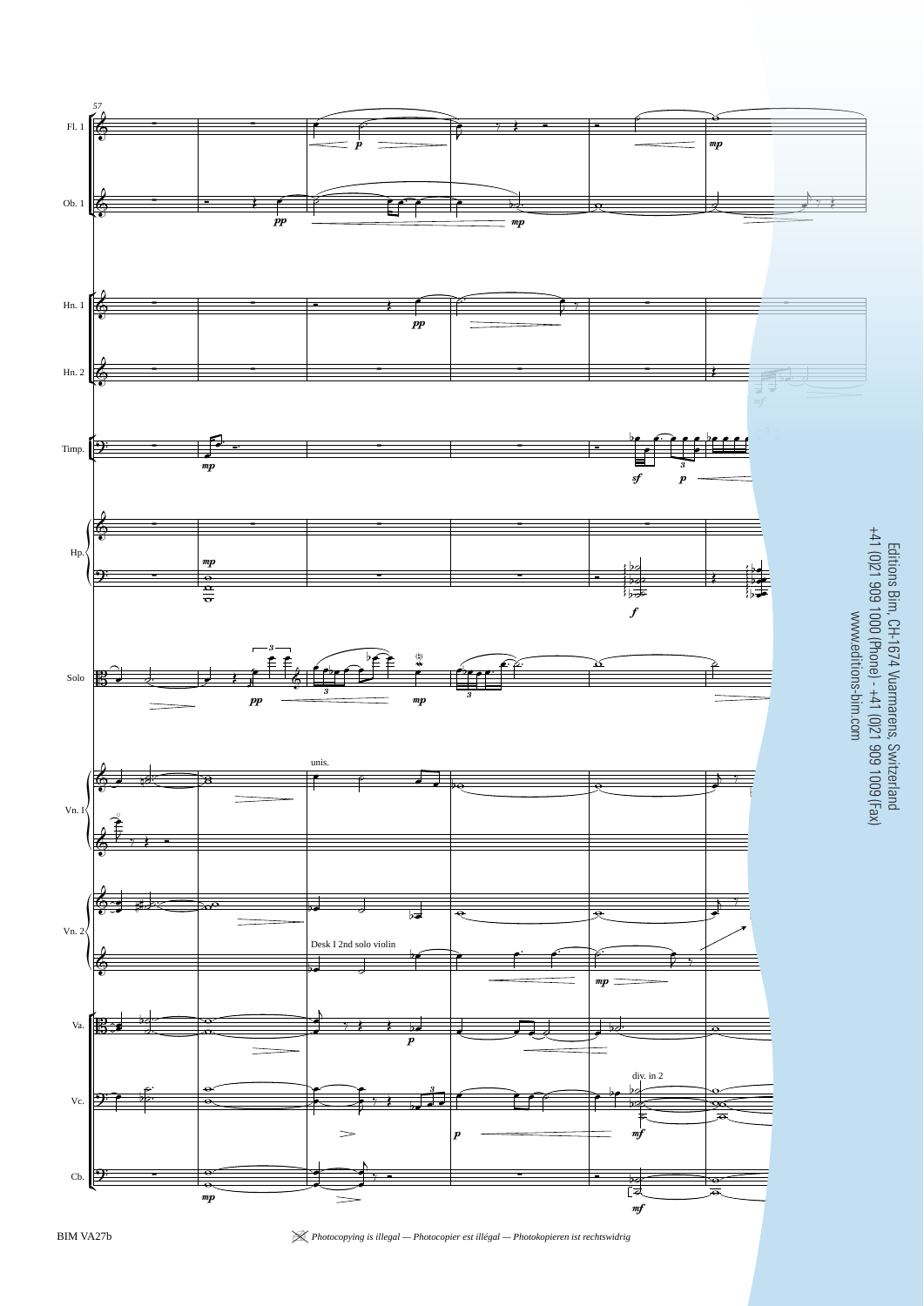Editions Bim, CH-1674 Vuarmarens, Switzerland
+41 (0)21 909 1000 (Phone) - +41 (0)21 909 1009 (Fax)
www.editions-bim.com

BIM VA27b

*Photocopying is illegal — Photocopier est illégal — Photokopieren ist rechtswidrig*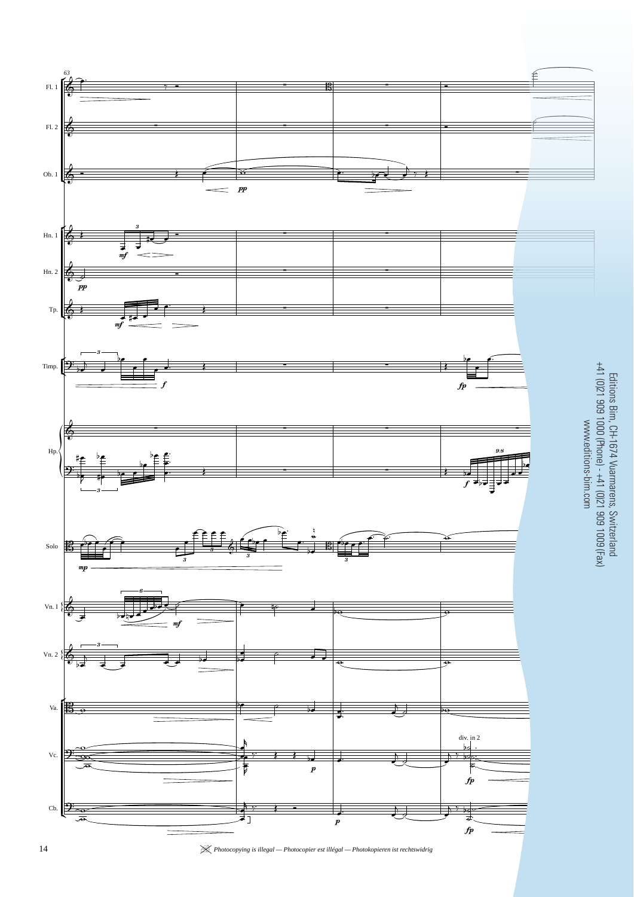Editions Bim, CH-1674 Vuarmarens, Switzerland
+41 (0)21 909 1000 (Phone) - +41 (0)21 909 1009 (Fax)
www.editions-bim.com

*Photocopying is illegal — Photocopier est illégal — Photokopieren ist rechtswidrig*